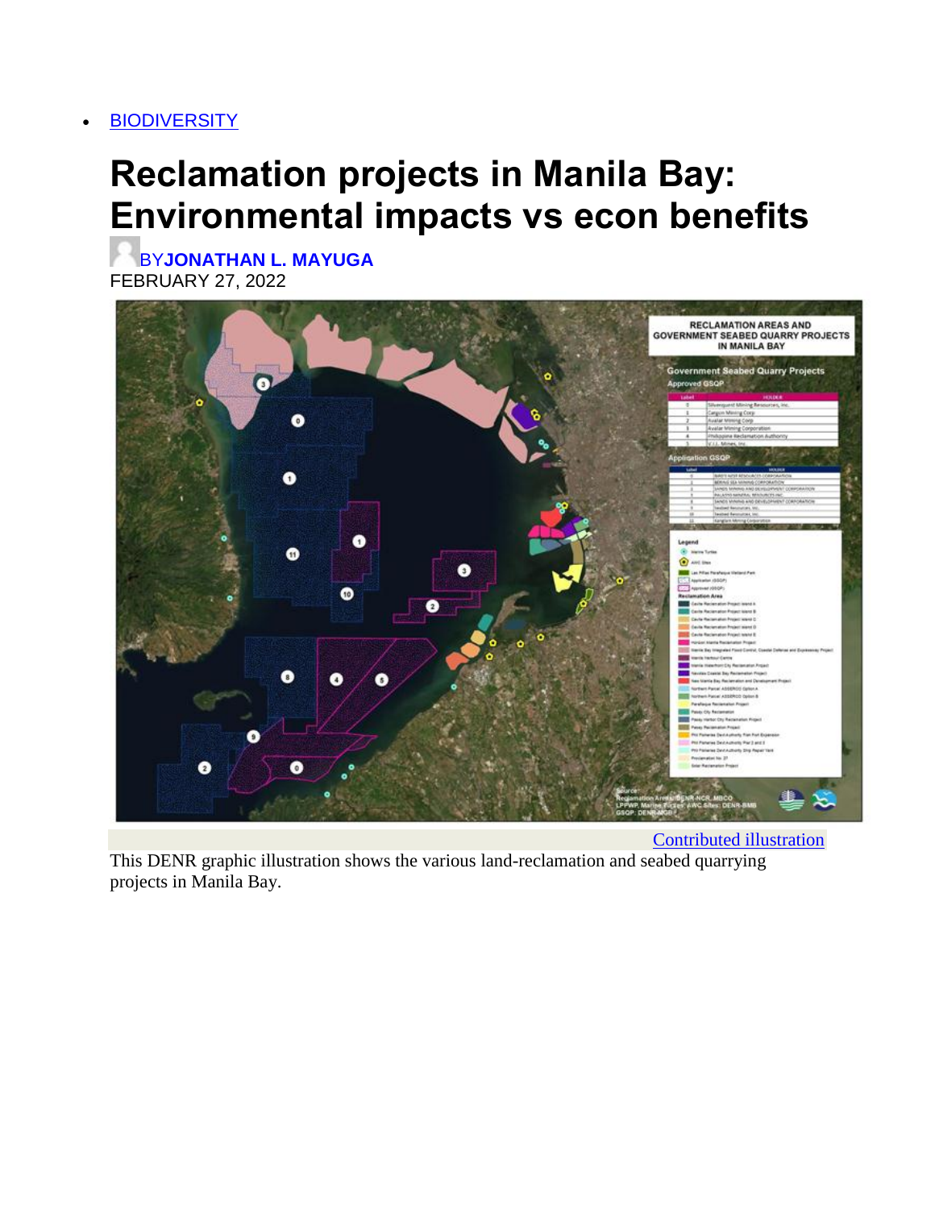- BIODIVERSITY

# Reclamation projects in Manila Bay: Environmental impacts vs econ benefits

BY **JONATHAN L. MAYUGA**
FEBRUARY 27, 2022

Contributed illustration

This DENR graphic illustration shows the various land-reclamation and seabed quarrying projects in Manila Bay.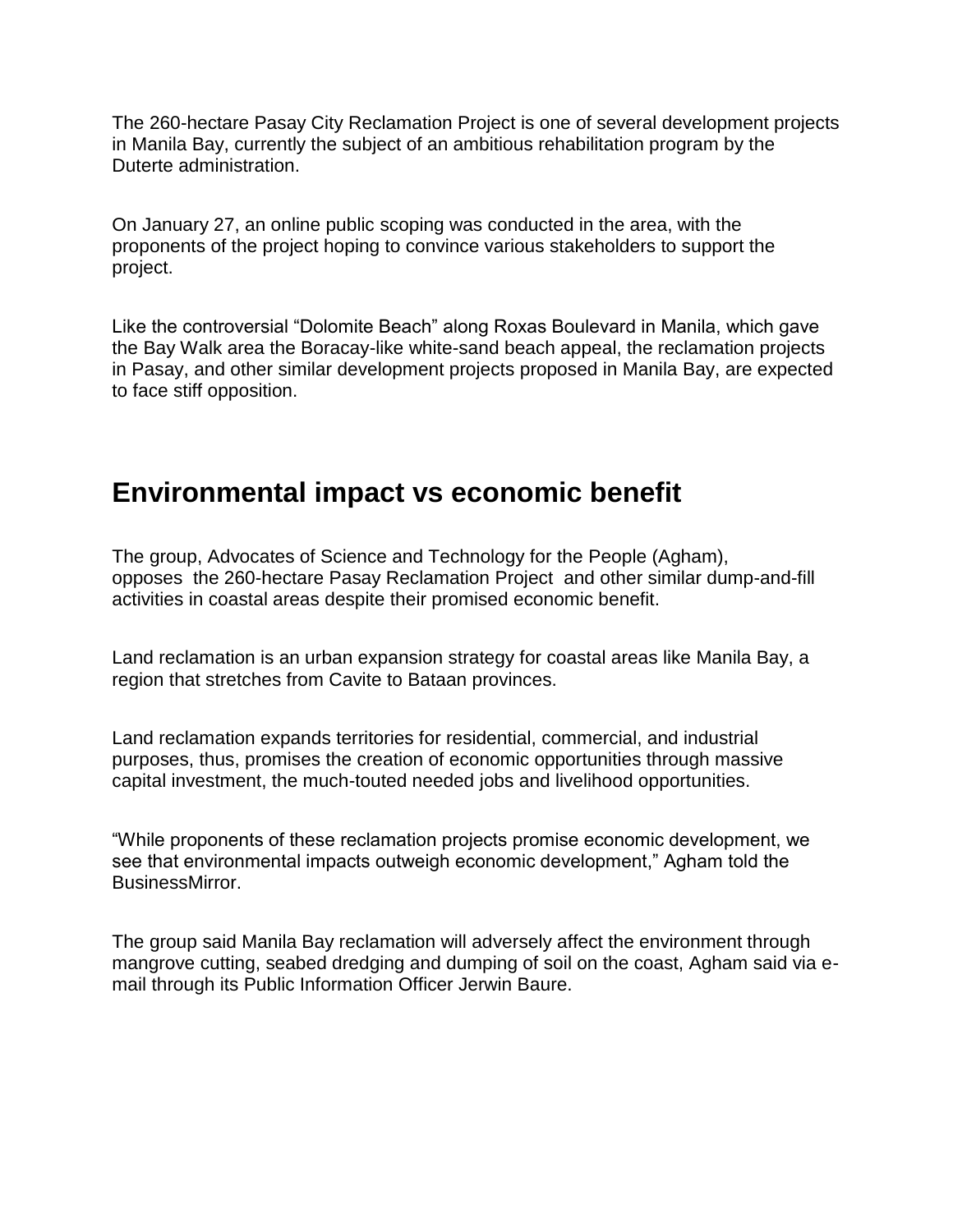The 260-hectare Pasay City Reclamation Project is one of several development projects in Manila Bay, currently the subject of an ambitious rehabilitation program by the Duterte administration.

On January 27, an online public scoping was conducted in the area, with the proponents of the project hoping to convince various stakeholders to support the project.

Like the controversial "Dolomite Beach" along Roxas Boulevard in Manila, which gave the Bay Walk area the Boracay-like white-sand beach appeal, the reclamation projects in Pasay, and other similar development projects proposed in Manila Bay, are expected to face stiff opposition.

## Environmental impact vs economic benefit

The group, Advocates of Science and Technology for the People (Agham), opposes the 260-hectare Pasay Reclamation Project and other similar dump-and-fill activities in coastal areas despite their promised economic benefit.

Land reclamation is an urban expansion strategy for coastal areas like Manila Bay, a region that stretches from Cavite to Bataan provinces.

Land reclamation expands territories for residential, commercial, and industrial purposes, thus, promises the creation of economic opportunities through massive capital investment, the much-touted needed jobs and livelihood opportunities.

"While proponents of these reclamation projects promise economic development, we see that environmental impacts outweigh economic development," Agham told the BusinessMirror.

The group said Manila Bay reclamation will adversely affect the environment through mangrove cutting, seabed dredging and dumping of soil on the coast, Agham said via e-mail through its Public Information Officer Jerwin Baure.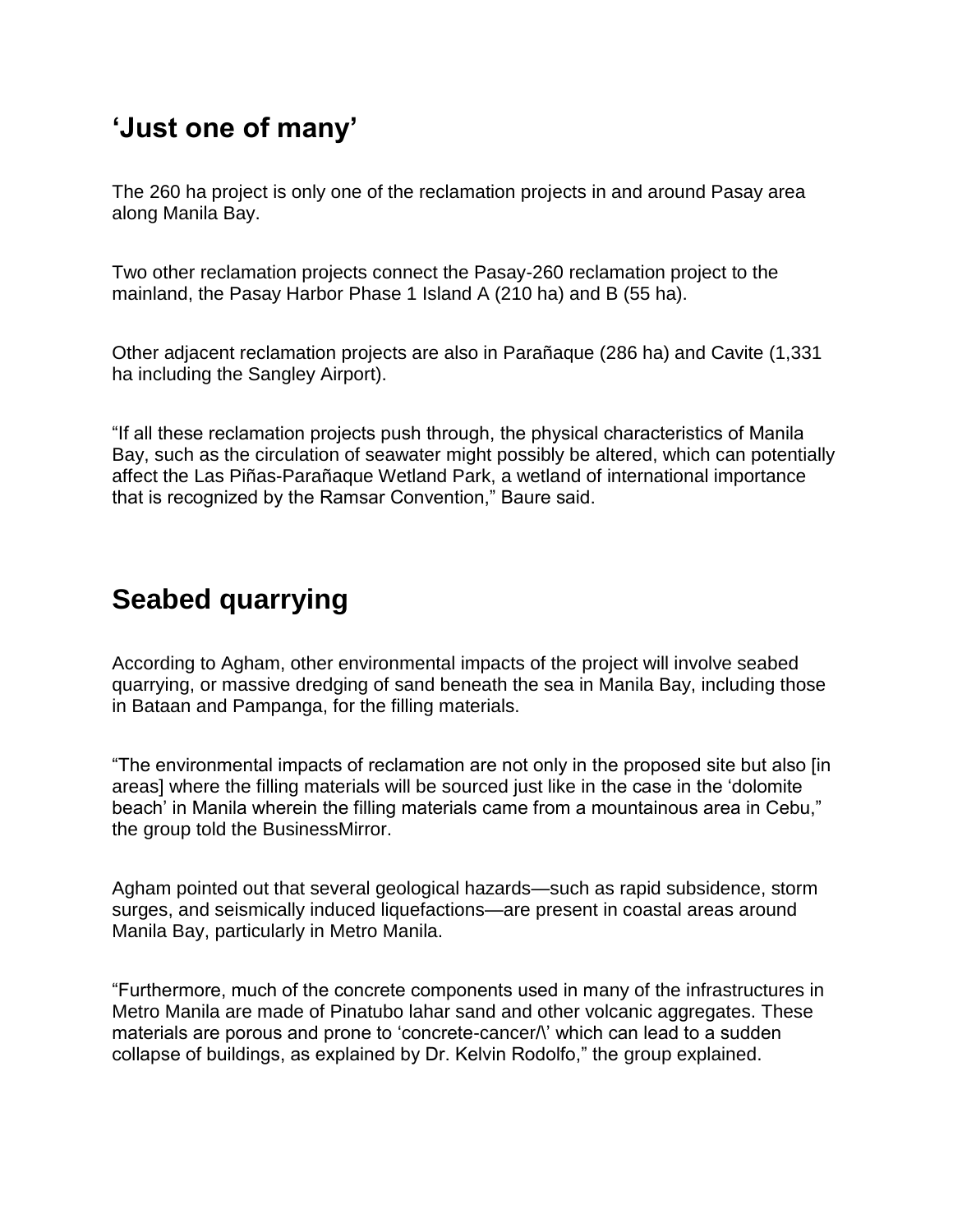## ‘Just one of many’

The 260 ha project is only one of the reclamation projects in and around Pasay area along Manila Bay.

Two other reclamation projects connect the Pasay-260 reclamation project to the mainland, the Pasay Harbor Phase 1 Island A (210 ha) and B (55 ha).

Other adjacent reclamation projects are also in Parañaque (286 ha) and Cavite (1,331 ha including the Sangley Airport).

“If all these reclamation projects push through, the physical characteristics of Manila Bay, such as the circulation of seawater might possibly be altered, which can potentially affect the Las Piñas-Parañaque Wetland Park, a wetland of international importance that is recognized by the Ramsar Convention,” Baure said.

## Seabed quarrying

According to Agham, other environmental impacts of the project will involve seabed quarrying, or massive dredging of sand beneath the sea in Manila Bay, including those in Bataan and Pampanga, for the filling materials.

“The environmental impacts of reclamation are not only in the proposed site but also [in areas] where the filling materials will be sourced just like in the case in the ‘dolomite beach’ in Manila wherein the filling materials came from a mountainous area in Cebu,” the group told the BusinessMirror.

Agham pointed out that several geological hazards—such as rapid subsidence, storm surges, and seismically induced liquefactions—are present in coastal areas around Manila Bay, particularly in Metro Manila.

“Furthermore, much of the concrete components used in many of the infrastructures in Metro Manila are made of Pinatubo lahar sand and other volcanic aggregates. These materials are porous and prone to ‘concrete-cancer/\’ which can lead to a sudden collapse of buildings, as explained by Dr. Kelvin Rodolfo,” the group explained.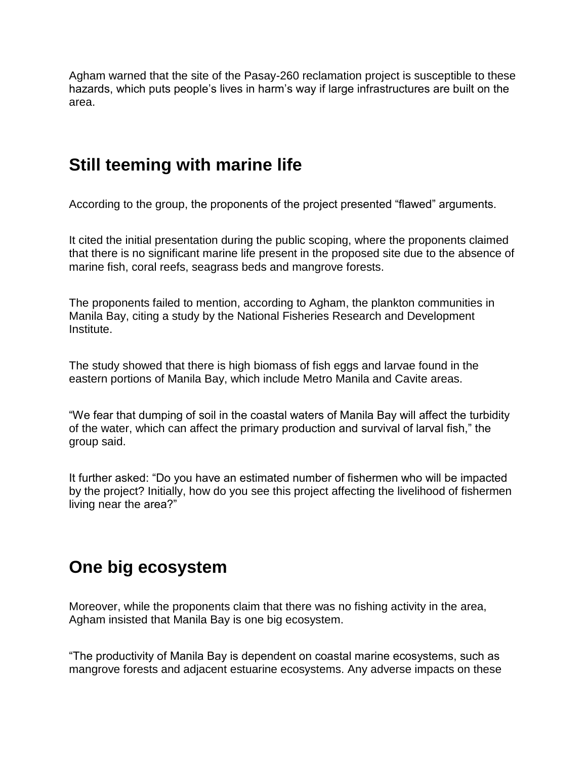Agham warned that the site of the Pasay-260 reclamation project is susceptible to these hazards, which puts people's lives in harm's way if large infrastructures are built on the area.

## Still teeming with marine life

According to the group, the proponents of the project presented "flawed" arguments.

It cited the initial presentation during the public scoping, where the proponents claimed that there is no significant marine life present in the proposed site due to the absence of marine fish, coral reefs, seagrass beds and mangrove forests.

The proponents failed to mention, according to Agham, the plankton communities in Manila Bay, citing a study by the National Fisheries Research and Development Institute.

The study showed that there is high biomass of fish eggs and larvae found in the eastern portions of Manila Bay, which include Metro Manila and Cavite areas.

"We fear that dumping of soil in the coastal waters of Manila Bay will affect the turbidity of the water, which can affect the primary production and survival of larval fish," the group said.

It further asked: "Do you have an estimated number of fishermen who will be impacted by the project? Initially, how do you see this project affecting the livelihood of fishermen living near the area?"

## One big ecosystem

Moreover, while the proponents claim that there was no fishing activity in the area, Agham insisted that Manila Bay is one big ecosystem.

"The productivity of Manila Bay is dependent on coastal marine ecosystems, such as mangrove forests and adjacent estuarine ecosystems. Any adverse impacts on these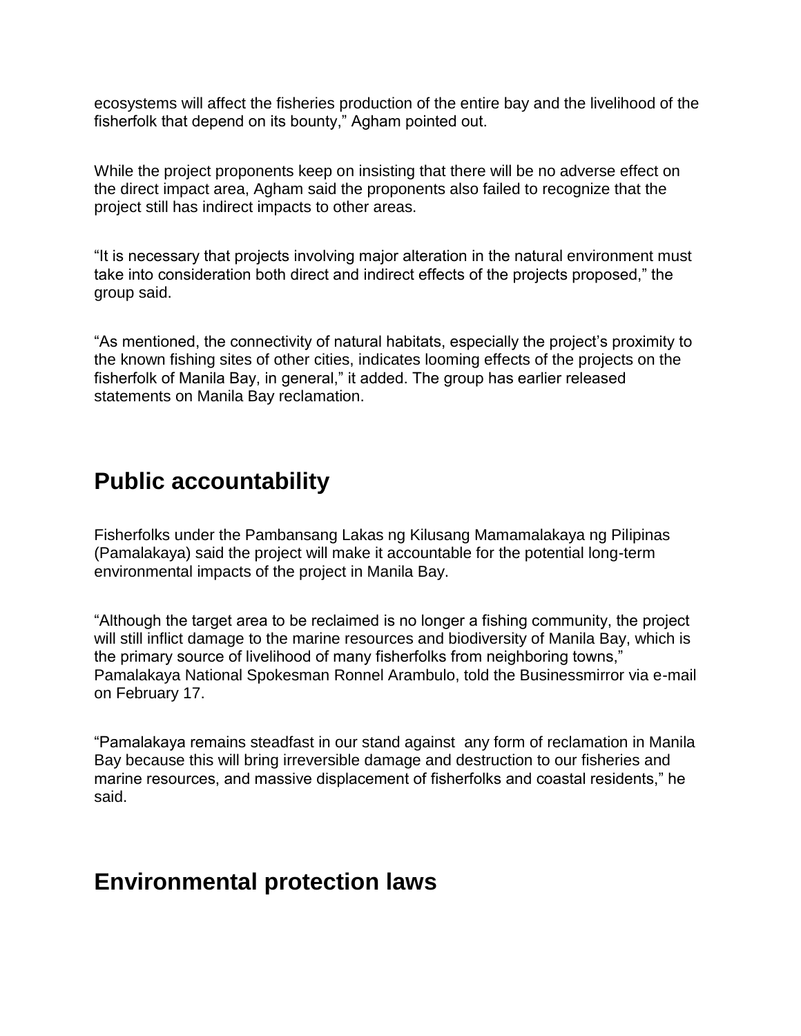ecosystems will affect the fisheries production of the entire bay and the livelihood of the fisherfolk that depend on its bounty," Agham pointed out.

While the project proponents keep on insisting that there will be no adverse effect on the direct impact area, Agham said the proponents also failed to recognize that the project still has indirect impacts to other areas.

"It is necessary that projects involving major alteration in the natural environment must take into consideration both direct and indirect effects of the projects proposed," the group said.

"As mentioned, the connectivity of natural habitats, especially the project's proximity to the known fishing sites of other cities, indicates looming effects of the projects on the fisherfolk of Manila Bay, in general," it added. The group has earlier released statements on Manila Bay reclamation.

## Public accountability

Fisherfolks under the Pambansang Lakas ng Kilusang Mamamalakaya ng Pilipinas (Pamalakaya) said the project will make it accountable for the potential long-term environmental impacts of the project in Manila Bay.

"Although the target area to be reclaimed is no longer a fishing community, the project will still inflict damage to the marine resources and biodiversity of Manila Bay, which is the primary source of livelihood of many fisherfolks from neighboring towns," Pamalakaya National Spokesman Ronnel Arambulo, told the Businessmirror via e-mail on February 17.

"Pamalakaya remains steadfast in our stand against any form of reclamation in Manila Bay because this will bring irreversible damage and destruction to our fisheries and marine resources, and massive displacement of fisherfolks and coastal residents," he said.

## Environmental protection laws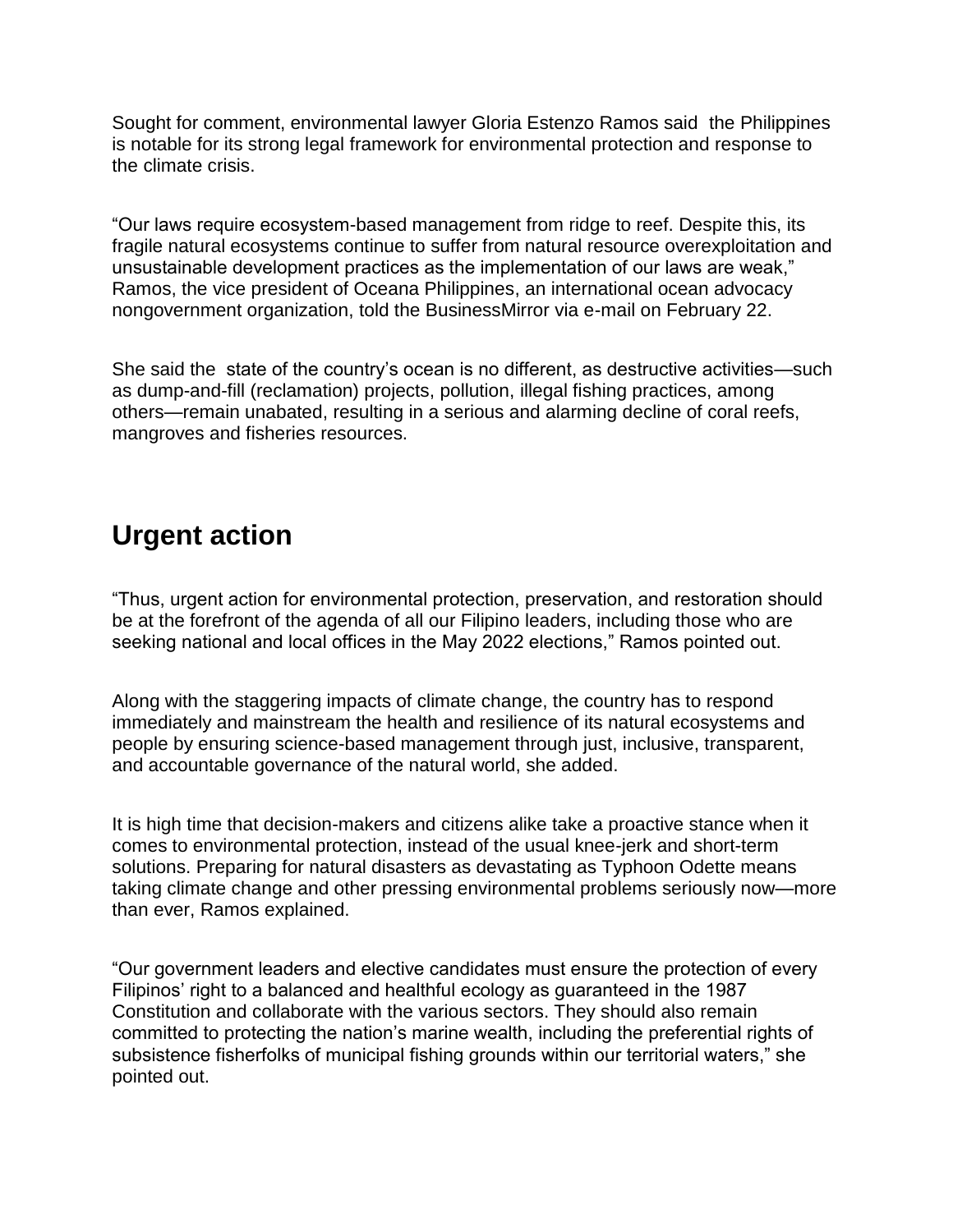Sought for comment, environmental lawyer Gloria Estenzo Ramos said the Philippines is notable for its strong legal framework for environmental protection and response to the climate crisis.

“Our laws require ecosystem-based management from ridge to reef. Despite this, its fragile natural ecosystems continue to suffer from natural resource overexploitation and unsustainable development practices as the implementation of our laws are weak,” Ramos, the vice president of Oceana Philippines, an international ocean advocacy nongovernment organization, told the BusinessMirror via e-mail on February 22.

She said the state of the country’s ocean is no different, as destructive activities—such as dump-and-fill (reclamation) projects, pollution, illegal fishing practices, among others—remain unabated, resulting in a serious and alarming decline of coral reefs, mangroves and fisheries resources.

## Urgent action

“Thus, urgent action for environmental protection, preservation, and restoration should be at the forefront of the agenda of all our Filipino leaders, including those who are seeking national and local offices in the May 2022 elections,” Ramos pointed out.

Along with the staggering impacts of climate change, the country has to respond immediately and mainstream the health and resilience of its natural ecosystems and people by ensuring science-based management through just, inclusive, transparent, and accountable governance of the natural world, she added.

It is high time that decision-makers and citizens alike take a proactive stance when it comes to environmental protection, instead of the usual knee-jerk and short-term solutions. Preparing for natural disasters as devastating as Typhoon Odette means taking climate change and other pressing environmental problems seriously now—more than ever, Ramos explained.

“Our government leaders and elective candidates must ensure the protection of every Filipinos’ right to a balanced and healthful ecology as guaranteed in the 1987 Constitution and collaborate with the various sectors. They should also remain committed to protecting the nation’s marine wealth, including the preferential rights of subsistence fisherfolks of municipal fishing grounds within our territorial waters,” she pointed out.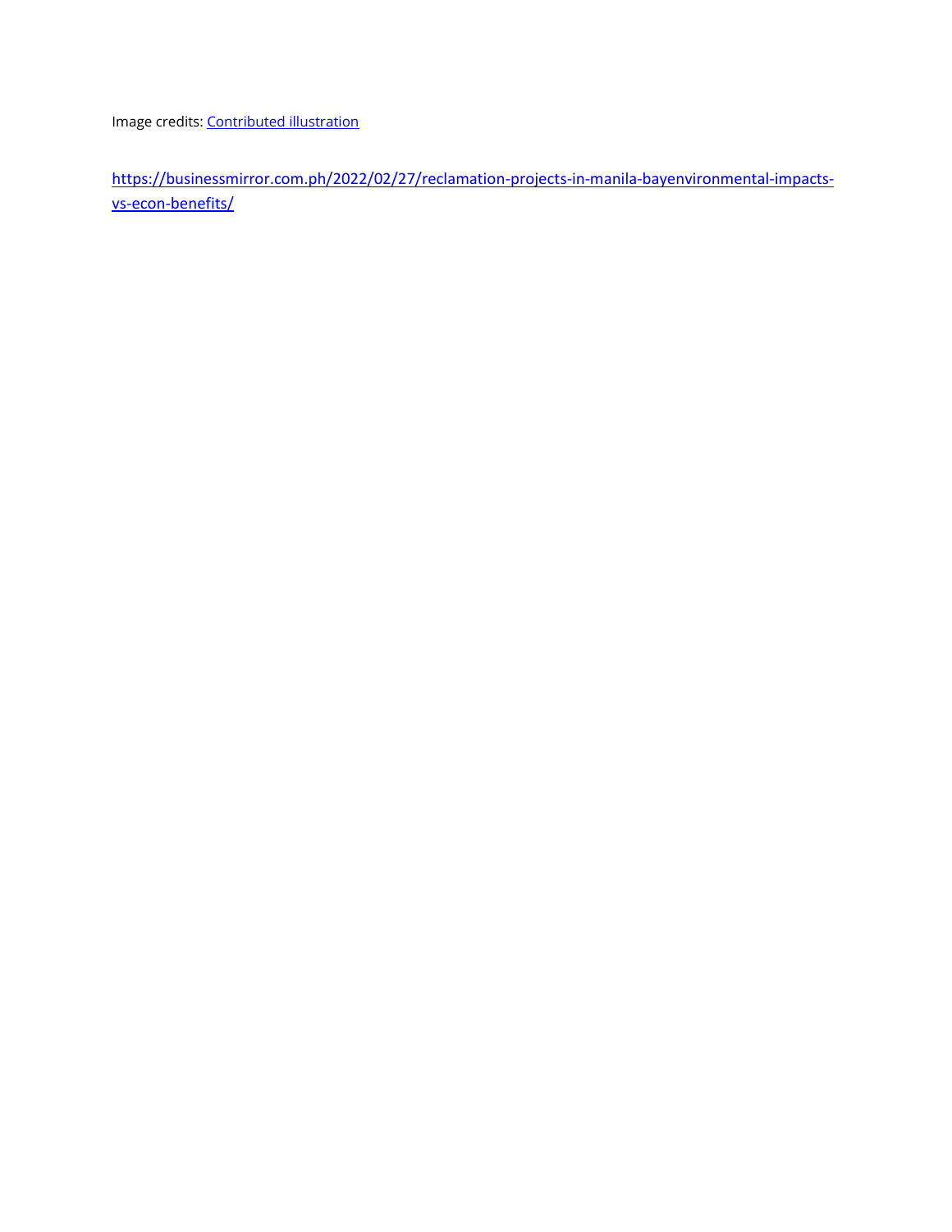Image credits: [Contributed illustration]

[https://businessmirror.com.ph/2022/02/27/reclamation-projects-in-manila-bayenvironmental-impacts-vs-econ-benefits/](https://businessmirror.com.ph/2022/02/27/reclamation-projects-in-manila-bayenvironmental-impacts-vs-econ-benefits/)